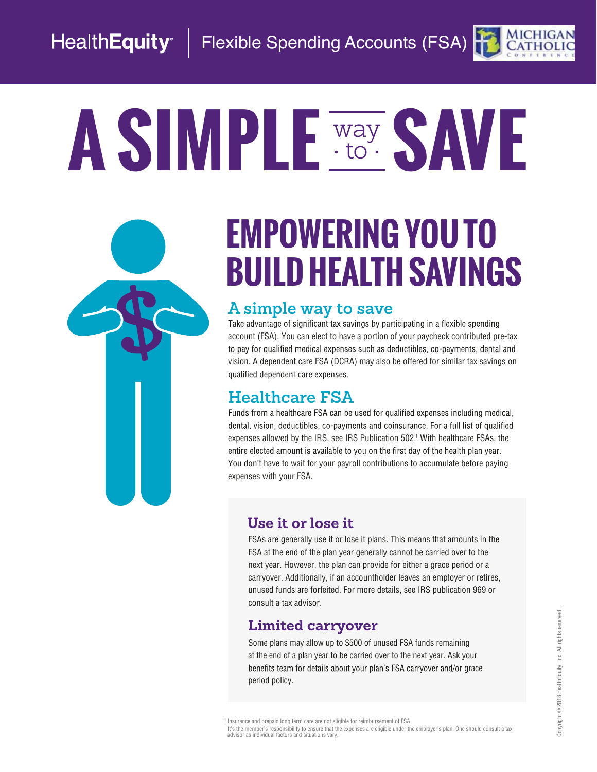HealthEquity | Flexible Spending Accounts (FSA)

# A SIMPLE way to SAVE

## EMPOWERING YOU TO BUILD HEALTH SAVINGS

### A simple way to save

Take advantage of significant tax savings by participating in a flexible spending account (FSA). You can elect to have a portion of your paycheck contributed pre-tax to pay for qualified medical expenses such as deductibles, co-payments, dental and vision. A dependent care FSA (DCRA) may also be offered for similar tax savings on qualified dependent care expenses.

### Healthcare FSA

Funds from a healthcare FSA can be used for qualified expenses including medical, dental, vision, deductibles, co-payments and coinsurance. For a full list of qualified expenses allowed by the IRS, see IRS Publication 502.[1] With healthcare FSAs, the entire elected amount is available to you on the first day of the health plan year. You don't have to wait for your payroll contributions to accumulate before paying expenses with your FSA.

### Use it or lose it

FSAs are generally use it or lose it plans. This means that amounts in the FSA at the end of the plan year generally cannot be carried over to the next year. However, the plan can provide for either a grace period or a carryover. Additionally, if an accountholder leaves an employer or retires, unused funds are forfeited. For more details, see IRS publication 969 or consult a tax advisor.

### Limited carryover

Some plans may allow up to $500 of unused FSA funds remaining at the end of a plan year to be carried over to the next year. Ask your benefits team for details about your plan's FSA carryover and/or grace period policy.

[1] Insurance and prepaid long term care are not eligible for reimbursement of FSA
It's the member's responsibility to ensure that the expenses are eligible under the employer's plan. One should consult a tax advisor as individual factors and situations vary.

Copyright © 2018 HealthEquity, Inc. All rights reserved.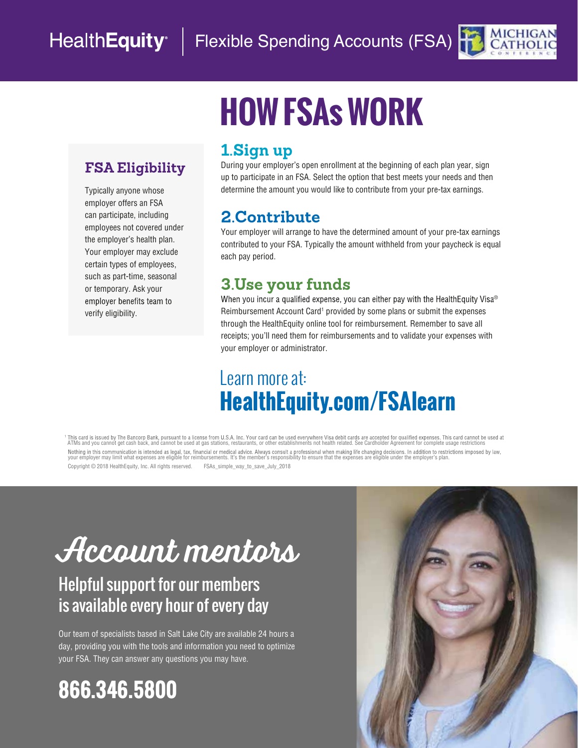HealthEquity | Flexible Spending Accounts (FSA)

# HOW FSAs WORK

### FSA Eligibility

Typically anyone whose employer offers an FSA can participate, including employees not covered under the employer's health plan. Your employer may exclude certain types of employees, such as part-time, seasonal or temporary. Ask your employer benefits team to verify eligibility.

## 1. Sign up

During your employer's open enrollment at the beginning of each plan year, sign up to participate in an FSA. Select the option that best meets your needs and then determine the amount you would like to contribute from your pre-tax earnings.

## 2. Contribute

Your employer will arrange to have the determined amount of your pre-tax earnings contributed to your FSA. Typically the amount withheld from your paycheck is equal each pay period.

## 3. Use your funds

When you incur a qualified expense, you can either pay with the HealthEquity Visa® Reimbursement Account Card[1] provided by some plans or submit the expenses through the HealthEquity online tool for reimbursement. Remember to save all receipts; you'll need them for reimbursements and to validate your expenses with your employer or administrator.

Learn more at:
**HealthEquity.com/FSAlearn**

[1] This card is issued by The Bancorp Bank, pursuant to a license from U.S.A. Inc. Your card can be used everywhere Visa debit cards are accepted for qualified expenses. This card cannot be used at ATMs and you cannot get cash back, and cannot be used at gas stations, restaurants, or other establishments not health related. See Cardholder Agreement for complete usage restrictions

Nothing in this communication is intended as legal, tax, financial or medical advice. Always consult a professional when making life changing decisions. In addition to restrictions imposed by law, your employer may limit what expenses are eligible for reimbursements. It's the member's responsibility to ensure that the expenses are eligible under the employer's plan.

Copyright © 2018 HealthEquity, Inc. All rights reserved. FSAs_simple_way_to_save_July_2018

# Account mentors

## Helpful support for our members is available every hour of every day

Our team of specialists based in Salt Lake City are available 24 hours a day, providing you with the tools and information you need to optimize your FSA. They can answer any questions you may have.

**866.346.5800**